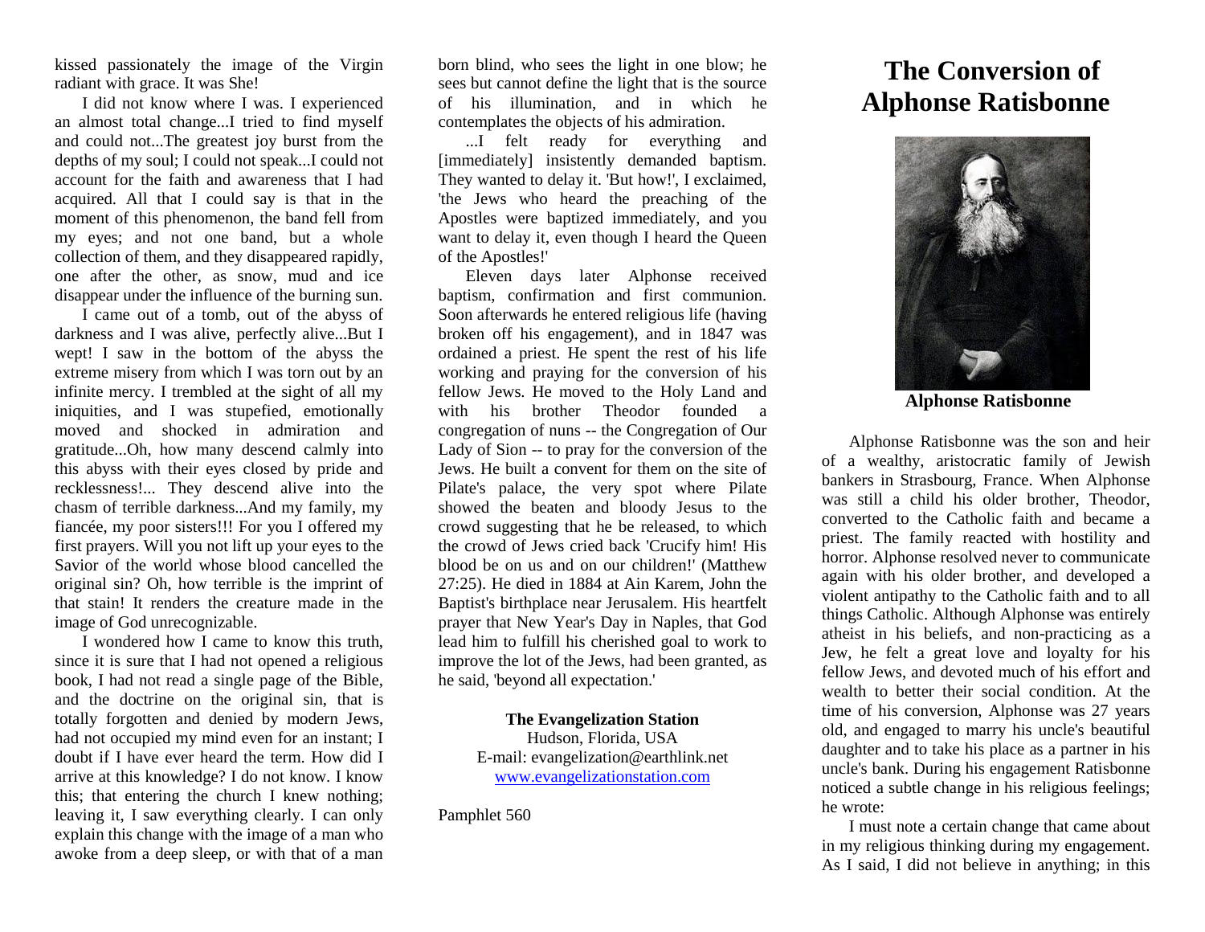kissed passionately the image of the Virgin radiant with grace. It was She!

I did not know where I was. I experienced an almost total change...I tried to find myself and could not...The greatest joy burst from the depths of my soul; I could not speak...I could not account for the faith and awareness that I had acquired. All that I could say is that in the moment of this phenomenon, the band fell from my eyes; and not one band, but a whole collection of them, and they disappeared rapidly, one after the other, as snow, mud and ice disappear under the influence of the burning sun.

I came out of a tomb, out of the abyss of darkness and I was alive, perfectly alive...But I wept! I saw in the bottom of the abyss the extreme misery from which I was torn out by an infinite mercy. I trembled at the sight of all my iniquities, and I was stupefied, emotionally moved and shocked in admiration and gratitude...Oh, how many descend calmly into this abyss with their eyes closed by pride and recklessness!... They descend alive into the chasm of terrible darkness...And my family, my fiancée, my poor sisters!!! For you I offered my first prayers. Will you not lift up your eyes to the Savior of the world whose blood cancelled the original sin? Oh, how terrible is the imprint of that stain! It renders the creature made in the image of God unrecognizable.

I wondered how I came to know this truth, since it is sure that I had not opened a religious book, I had not read a single page of the Bible, and the doctrine on the original sin, that is totally forgotten and denied by modern Jews, had not occupied my mind even for an instant; I doubt if I have ever heard the term. How did I arrive at this knowledge? I do not know. I know this; that entering the church I knew nothing; leaving it, I saw everything clearly. I can only explain this change with the image of a man who awoke from a deep sleep, or with that of a man born blind, who sees the light in one blow; he sees but cannot define the light that is the source of his illumination, and in which he contemplates the objects of his admiration.

...I felt ready for everything and [immediately] insistently demanded baptism. They wanted to delay it. 'But how!', I exclaimed, 'the Jews who heard the preaching of the Apostles were baptized immediately, and you want to delay it, even though I heard the Queen of the Apostles!'

Eleven days later Alphonse received baptism, confirmation and first communion. Soon afterwards he entered religious life (having broken off his engagement), and in 1847 was ordained a priest. He spent the rest of his life working and praying for the conversion of his fellow Jews. He moved to the Holy Land and with his brother Theodor founded a congregation of nuns -- the Congregation of Our Lady of Sion -- to pray for the conversion of the Jews. He built a convent for them on the site of Pilate's palace, the very spot where Pilate showed the beaten and bloody Jesus to the crowd suggesting that he be released, to which the crowd of Jews cried back 'Crucify him! His blood be on us and on our children!' (Matthew 27:25). He died in 1884 at Ain Karem, John the Baptist's birthplace near Jerusalem. His heartfelt prayer that New Year's Day in Naples, that God lead him to fulfill his cherished goal to work to improve the lot of the Jews, had been granted, as he said, 'beyond all expectation.'

**The Evangelization Station**
Hudson, Florida, USA
E-mail: evangelization@earthlink.net
www.evangelizationstation.com

Pamphlet 560

# The Conversion of Alphonse Ratisbonne

**Alphonse Ratisbonne**

Alphonse Ratisbonne was the son and heir of a wealthy, aristocratic family of Jewish bankers in Strasbourg, France. When Alphonse was still a child his older brother, Theodor, converted to the Catholic faith and became a priest. The family reacted with hostility and horror. Alphonse resolved never to communicate again with his older brother, and developed a violent antipathy to the Catholic faith and to all things Catholic. Although Alphonse was entirely atheist in his beliefs, and non-practicing as a Jew, he felt a great love and loyalty for his fellow Jews, and devoted much of his effort and wealth to better their social condition. At the time of his conversion, Alphonse was 27 years old, and engaged to marry his uncle's beautiful daughter and to take his place as a partner in his uncle's bank. During his engagement Ratisbonne noticed a subtle change in his religious feelings; he wrote:

I must note a certain change that came about in my religious thinking during my engagement. As I said, I did not believe in anything; in this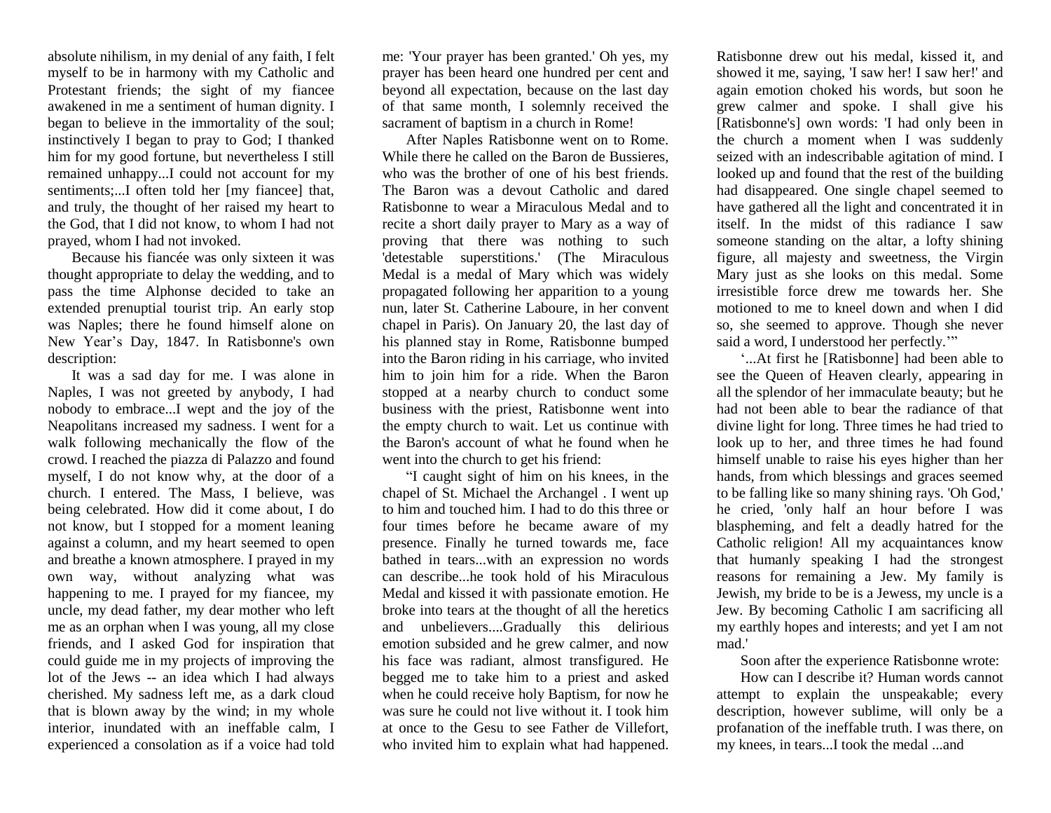absolute nihilism, in my denial of any faith, I felt myself to be in harmony with my Catholic and Protestant friends; the sight of my fiancee awakened in me a sentiment of human dignity. I began to believe in the immortality of the soul; instinctively I began to pray to God; I thanked him for my good fortune, but nevertheless I still remained unhappy...I could not account for my sentiments;...I often told her [my fiancee] that, and truly, the thought of her raised my heart to the God, that I did not know, to whom I had not prayed, whom I had not invoked.

Because his fiancée was only sixteen it was thought appropriate to delay the wedding, and to pass the time Alphonse decided to take an extended prenuptial tourist trip. An early stop was Naples; there he found himself alone on New Year's Day, 1847. In Ratisbonne's own description:

It was a sad day for me. I was alone in Naples, I was not greeted by anybody, I had nobody to embrace...I wept and the joy of the Neapolitans increased my sadness. I went for a walk following mechanically the flow of the crowd. I reached the piazza di Palazzo and found myself, I do not know why, at the door of a church. I entered. The Mass, I believe, was being celebrated. How did it come about, I do not know, but I stopped for a moment leaning against a column, and my heart seemed to open and breathe a known atmosphere. I prayed in my own way, without analyzing what was happening to me. I prayed for my fiancee, my uncle, my dead father, my dear mother who left me as an orphan when I was young, all my close friends, and I asked God for inspiration that could guide me in my projects of improving the lot of the Jews -- an idea which I had always cherished. My sadness left me, as a dark cloud that is blown away by the wind; in my whole interior, inundated with an ineffable calm, I experienced a consolation as if a voice had told me: 'Your prayer has been granted.' Oh yes, my prayer has been heard one hundred per cent and beyond all expectation, because on the last day of that same month, I solemnly received the sacrament of baptism in a church in Rome!

After Naples Ratisbonne went on to Rome. While there he called on the Baron de Bussieres, who was the brother of one of his best friends. The Baron was a devout Catholic and dared Ratisbonne to wear a Miraculous Medal and to recite a short daily prayer to Mary as a way of proving that there was nothing to such 'detestable superstitions.' (The Miraculous Medal is a medal of Mary which was widely propagated following her apparition to a young nun, later St. Catherine Laboure, in her convent chapel in Paris). On January 20, the last day of his planned stay in Rome, Ratisbonne bumped into the Baron riding in his carriage, who invited him to join him for a ride. When the Baron stopped at a nearby church to conduct some business with the priest, Ratisbonne went into the empty church to wait. Let us continue with the Baron's account of what he found when he went into the church to get his friend:

"I caught sight of him on his knees, in the chapel of St. Michael the Archangel . I went up to him and touched him. I had to do this three or four times before he became aware of my presence. Finally he turned towards me, face bathed in tears...with an expression no words can describe...he took hold of his Miraculous Medal and kissed it with passionate emotion. He broke into tears at the thought of all the heretics and unbelievers....Gradually this delirious emotion subsided and he grew calmer, and now his face was radiant, almost transfigured. He begged me to take him to a priest and asked when he could receive holy Baptism, for now he was sure he could not live without it. I took him at once to the Gesu to see Father de Villefort, who invited him to explain what had happened. Ratisbonne drew out his medal, kissed it, and showed it me, saying, 'I saw her! I saw her!' and again emotion choked his words, but soon he grew calmer and spoke. I shall give his [Ratisbonne's] own words: 'I had only been in the church a moment when I was suddenly seized with an indescribable agitation of mind. I looked up and found that the rest of the building had disappeared. One single chapel seemed to have gathered all the light and concentrated it in itself. In the midst of this radiance I saw someone standing on the altar, a lofty shining figure, all majesty and sweetness, the Virgin Mary just as she looks on this medal. Some irresistible force drew me towards her. She motioned to me to kneel down and when I did so, she seemed to approve. Though she never said a word, I understood her perfectly.'"

'...At first he [Ratisbonne] had been able to see the Queen of Heaven clearly, appearing in all the splendor of her immaculate beauty; but he had not been able to bear the radiance of that divine light for long. Three times he had tried to look up to her, and three times he had found himself unable to raise his eyes higher than her hands, from which blessings and graces seemed to be falling like so many shining rays. 'Oh God,' he cried, 'only half an hour before I was blaspheming, and felt a deadly hatred for the Catholic religion! All my acquaintances know that humanly speaking I had the strongest reasons for remaining a Jew. My family is Jewish, my bride to be is a Jewess, my uncle is a Jew. By becoming Catholic I am sacrificing all my earthly hopes and interests; and yet I am not mad.'

Soon after the experience Ratisbonne wrote:

How can I describe it? Human words cannot attempt to explain the unspeakable; every description, however sublime, will only be a profanation of the ineffable truth. I was there, on my knees, in tears...I took the medal ...and